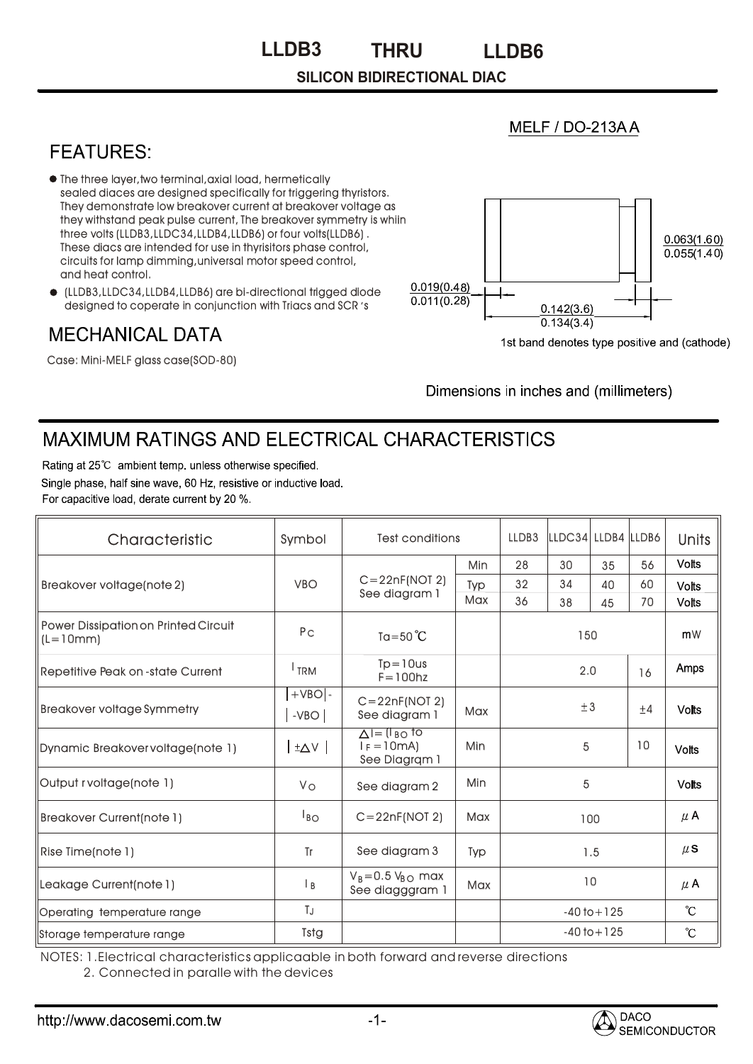# LLDB3 THRU LLDB6

## SILICON BIDIRECTIONAL DIAC

MELF / DO-213A A

## FEATURES:

- The three layer,two terminal,axial load, hermetically sealed diaces are designed specifically for triggering thyristors. They demonstrate low breakover current at breakover voltage as they withstand peak pulse current, The breakover symmetry is whiin three volts (LLDB3,LLDC34,LLDB4,LLDB6) or four volts(LLDB6) . These diacs are intended for use in thyrisitors phase control, circuits for lamp dimming,universal motor speed control, and heat control.
- (LLDB3,LLDC34,LLDB4,LLDB6) are bi-directional trigged diode designed to coperate in conjunction with Triacs and SCR 's

0.063(1.60)
0.055(1.40)
0.019(0.48)
0.011(0.28)
0.142(3.6)
0.134(3.4)

1st band denotes type positive and (cathode)

## MECHANICAL DATA

Case: Mini-MELF glass case(SOD-80)

Dimensions in inches and (millimeters)

## MAXIMUM RATINGS AND ELECTRICAL CHARACTERISTICS

Rating at 25℃ ambient temp. unless otherwise specified.
Single phase, half sine wave, 60 Hz, resistive or inductive load.
For capacitive load, derate current by 20 %.

| Characteristic | Symbol | Test conditions | | LLDB3 | LLDC34 | LLDB4 | LLDB6 | Units |
|---|---|---|---|---|---|---|---|---|
| Breakover voltage(note 2) | VBO | C=22nF(NOT 2) See diagram 1 | Min | 28 | 30 | 35 | 56 | Volts |
| | | | Typ | 32 | 34 | 40 | 60 | Volts |
| | | | Max | 36 | 38 | 45 | 70 | Volts |
| Power Dissipation on Printed Circuit (L=10mm) | Pc | Ta=50℃ | | 150 | | | | mW |
| Repetitive Peak on -state Current | $I_{TRM}$ | Tp=10us F=100hz | | 2.0 | | | 16 | Amps |
| Breakover voltage Symmetry | \|+VBO\|-\|-VBO\| | C=22nF(NOT 2) See diagram 1 | Max | ±3 | | | ±4 | Volts |
| Dynamic Breakover voltage(note 1) | \|±ΔV\| | ΔI= ($I_{BO}$ to $I_F$ =10mA) See Diagrqm 1 | Min | 5 | | | 10 | Volts |
| Output r voltage(note 1) | $V_O$ | See diagram 2 | Min | 5 | | | | Volts |
| Breakover Current(note 1) | $I_{BO}$ | C=22nF(NOT 2) | Max | 100 | | | | μA |
| Rise Time(note 1) | Tr | See diagram 3 | Typ | 1.5 | | | | μs |
| Leakage Current(note 1) | $I_B$ | $V_B$=0.5 $V_{BO}$ max See diagggram 1 | Max | 10 | | | | μA |
| Operating temperature range | TJ | | | -40 to+125 | | | | ℃ |
| Storage temperature range | Tstg | | | -40 to+125 | | | | ℃ |

NOTES: 1.Electrical characteristics applicaable in both forward and reverse directions
2. Connected in paralle with the devices

http://www.dacosemi.com.tw

DACO SEMICONDUCTOR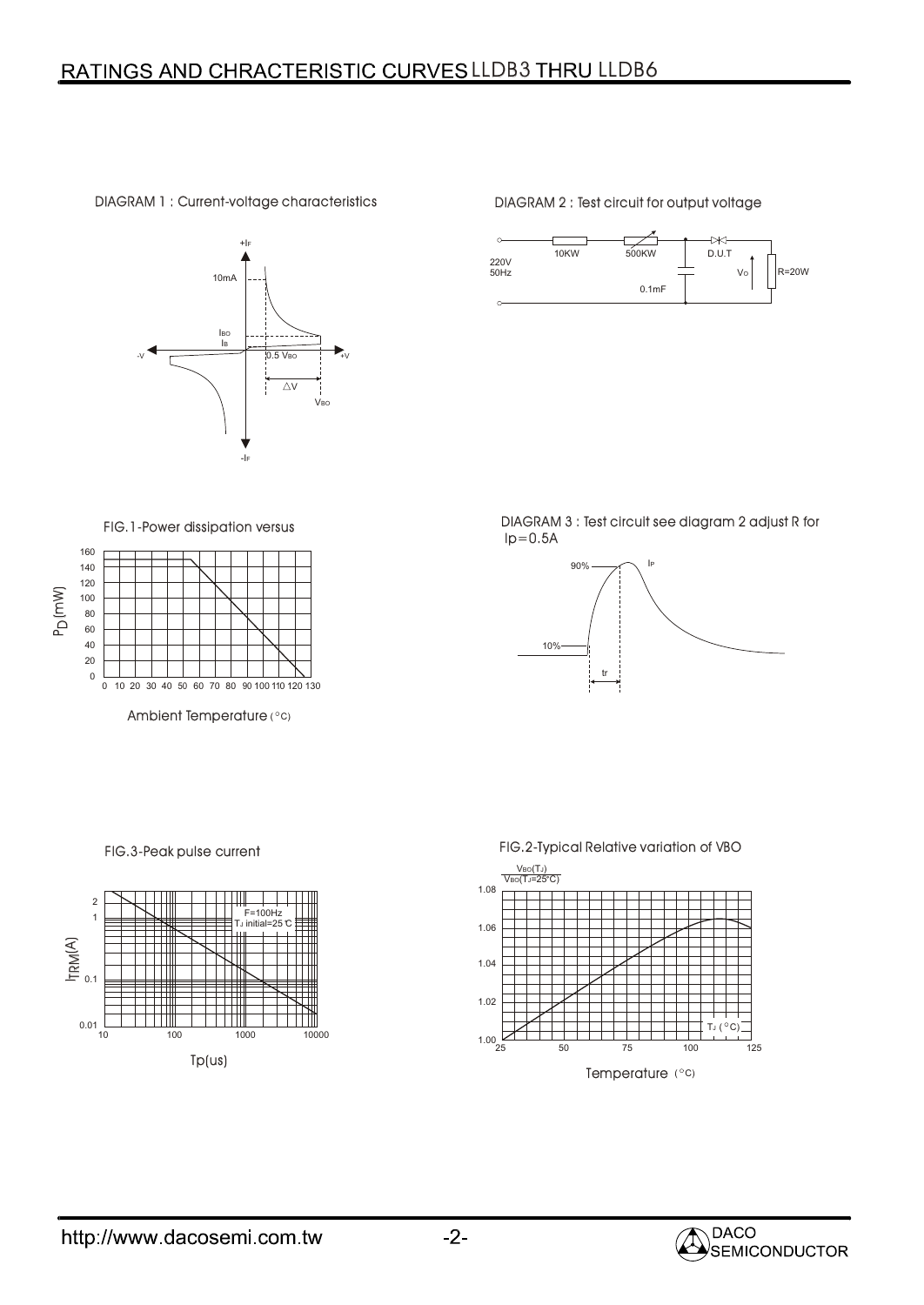## RATINGS AND CHRACTERISTIC CURVES LLDB3 THRU LLDB6

DIAGRAM 1 : Current-voltage characteristics

+IF
10mA
IBO
IB
-V
0.5 VBO
+V
△V
VBO
-IF

DIAGRAM 2 : Test circuit for output voltage

220V
50Hz
10KW
500KW
D.U.T
0.1mF
VO
R=20W

FIG.1-Power dissipation versus

$P_D$(mW)
160
140
120
100
80
60
40
20
0
0 10 20 30 40 50 60 70 80 90 100 110 120 130
Ambient Temperature (°C)

DIAGRAM 3 : Test circuit see diagram 2 adjust R for Ip=0.5A

90%
IP
10%
tr

FIG.3-Peak pulse current

$I_{TRM}$(A)
2
1
0.1
0.01
10
100
1000
10000
Tp(us)
F=100Hz
TJ initial=25℃

FIG.2-Typical Relative variation of VBO

$\frac{V_{BO}(T_J)}{V_{BO}(T_J=25°C)}$
1.08
1.06
1.04
1.02
1.00
25
50
75
100
125
TJ (°C)
Temperature (°C)